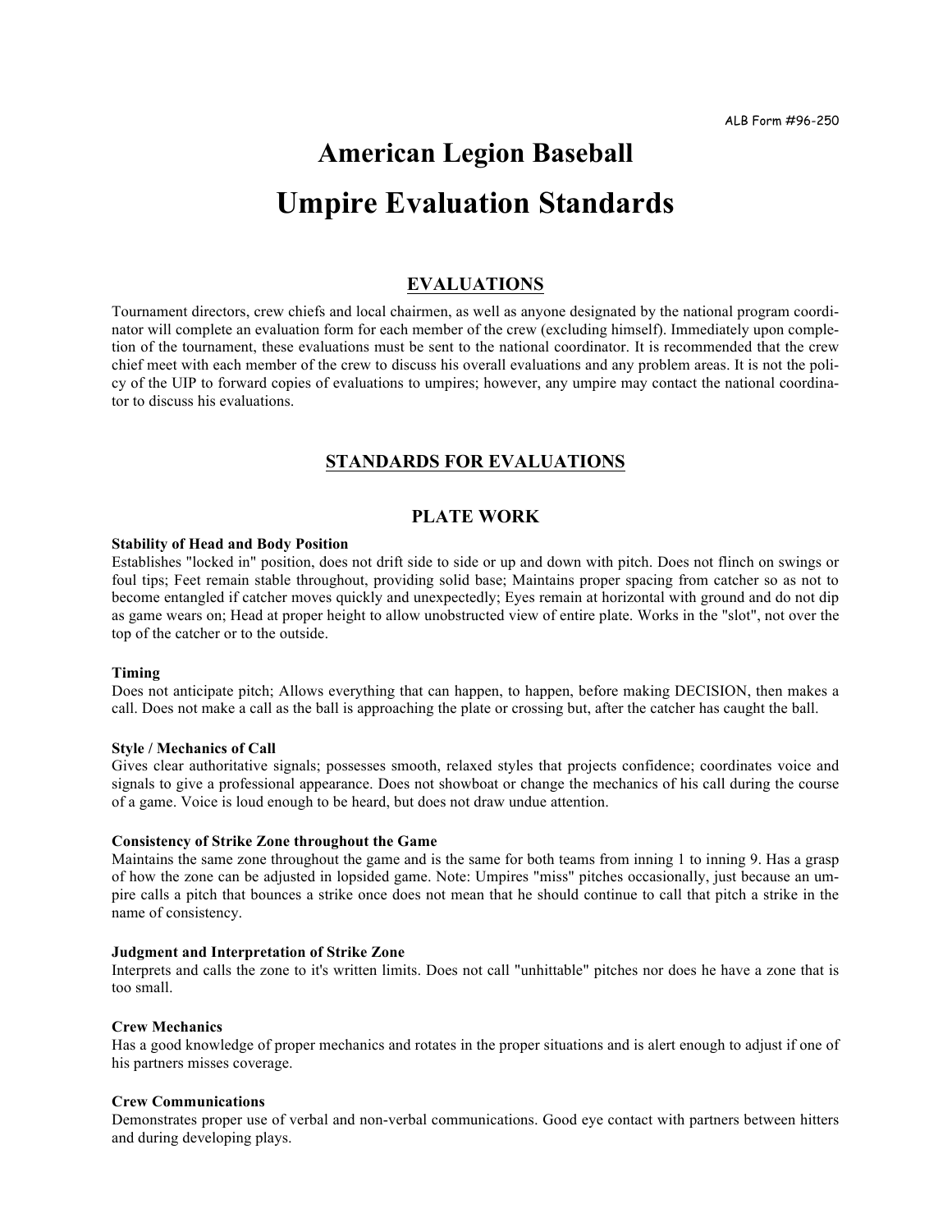ALB Form #96-250

# American Legion Baseball

# Umpire Evaluation Standards

## EVALUATIONS

Tournament directors, crew chiefs and local chairmen, as well as anyone designated by the national program coordinator will complete an evaluation form for each member of the crew (excluding himself). Immediately upon completion of the tournament, these evaluations must be sent to the national coordinator. It is recommended that the crew chief meet with each member of the crew to discuss his overall evaluations and any problem areas. It is not the policy of the UIP to forward copies of evaluations to umpires; however, any umpire may contact the national coordinator to discuss his evaluations.

## STANDARDS FOR EVALUATIONS

### PLATE WORK

**Stability of Head and Body Position**
Establishes "locked in" position, does not drift side to side or up and down with pitch. Does not flinch on swings or foul tips; Feet remain stable throughout, providing solid base; Maintains proper spacing from catcher so as not to become entangled if catcher moves quickly and unexpectedly; Eyes remain at horizontal with ground and do not dip as game wears on; Head at proper height to allow unobstructed view of entire plate. Works in the "slot", not over the top of the catcher or to the outside.

**Timing**
Does not anticipate pitch; Allows everything that can happen, to happen, before making DECISION, then makes a call. Does not make a call as the ball is approaching the plate or crossing but, after the catcher has caught the ball.

**Style / Mechanics of Call**
Gives clear authoritative signals; possesses smooth, relaxed styles that projects confidence; coordinates voice and signals to give a professional appearance. Does not showboat or change the mechanics of his call during the course of a game. Voice is loud enough to be heard, but does not draw undue attention.

**Consistency of Strike Zone throughout the Game**
Maintains the same zone throughout the game and is the same for both teams from inning 1 to inning 9. Has a grasp of how the zone can be adjusted in lopsided game. Note: Umpires "miss" pitches occasionally, just because an umpire calls a pitch that bounces a strike once does not mean that he should continue to call that pitch a strike in the name of consistency.

**Judgment and Interpretation of Strike Zone**
Interprets and calls the zone to it's written limits. Does not call "unhittable" pitches nor does he have a zone that is too small.

**Crew Mechanics**
Has a good knowledge of proper mechanics and rotates in the proper situations and is alert enough to adjust if one of his partners misses coverage.

**Crew Communications**
Demonstrates proper use of verbal and non-verbal communications. Good eye contact with partners between hitters and during developing plays.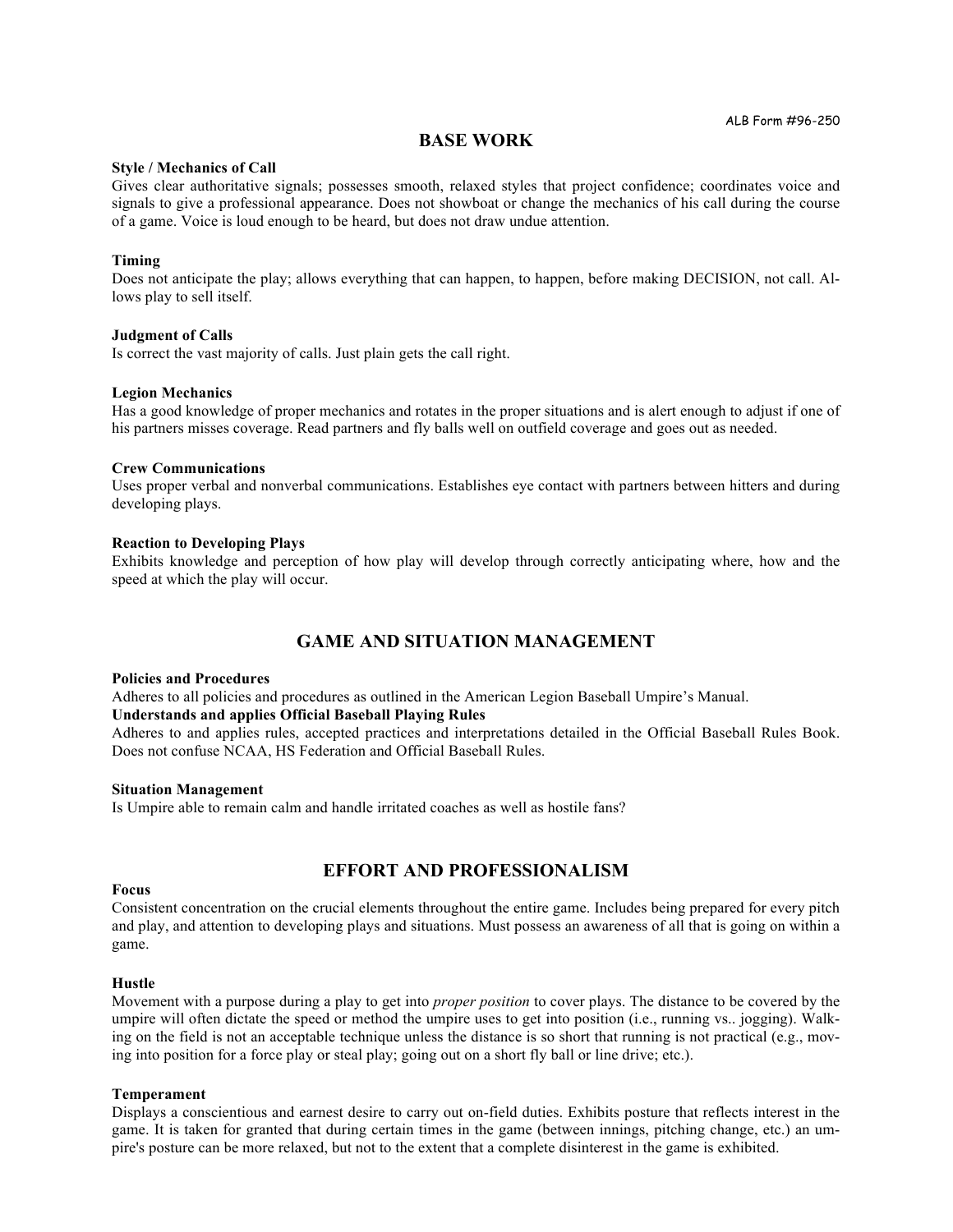ALB Form #96-250

## BASE WORK

**Style / Mechanics of Call**

Gives clear authoritative signals; possesses smooth, relaxed styles that project confidence; coordinates voice and signals to give a professional appearance. Does not showboat or change the mechanics of his call during the course of a game. Voice is loud enough to be heard, but does not draw undue attention.

**Timing**

Does not anticipate the play; allows everything that can happen, to happen, before making DECISION, not call. Allows play to sell itself.

**Judgment of Calls**

Is correct the vast majority of calls. Just plain gets the call right.

**Legion Mechanics**

Has a good knowledge of proper mechanics and rotates in the proper situations and is alert enough to adjust if one of his partners misses coverage. Read partners and fly balls well on outfield coverage and goes out as needed.

**Crew Communications**

Uses proper verbal and nonverbal communications. Establishes eye contact with partners between hitters and during developing plays.

**Reaction to Developing Plays**

Exhibits knowledge and perception of how play will develop through correctly anticipating where, how and the speed at which the play will occur.

## GAME AND SITUATION MANAGEMENT

**Policies and Procedures**

Adheres to all policies and procedures as outlined in the American Legion Baseball Umpire's Manual.

**Understands and applies Official Baseball Playing Rules**

Adheres to and applies rules, accepted practices and interpretations detailed in the Official Baseball Rules Book. Does not confuse NCAA, HS Federation and Official Baseball Rules.

**Situation Management**

Is Umpire able to remain calm and handle irritated coaches as well as hostile fans?

## EFFORT AND PROFESSIONALISM

**Focus**

Consistent concentration on the crucial elements throughout the entire game. Includes being prepared for every pitch and play, and attention to developing plays and situations. Must possess an awareness of all that is going on within a game.

**Hustle**

Movement with a purpose during a play to get into *proper position* to cover plays. The distance to be covered by the umpire will often dictate the speed or method the umpire uses to get into position (i.e., running vs.. jogging). Walking on the field is not an acceptable technique unless the distance is so short that running is not practical (e.g., moving into position for a force play or steal play; going out on a short fly ball or line drive; etc.).

**Temperament**

Displays a conscientious and earnest desire to carry out on-field duties. Exhibits posture that reflects interest in the game. It is taken for granted that during certain times in the game (between innings, pitching change, etc.) an umpire's posture can be more relaxed, but not to the extent that a complete disinterest in the game is exhibited.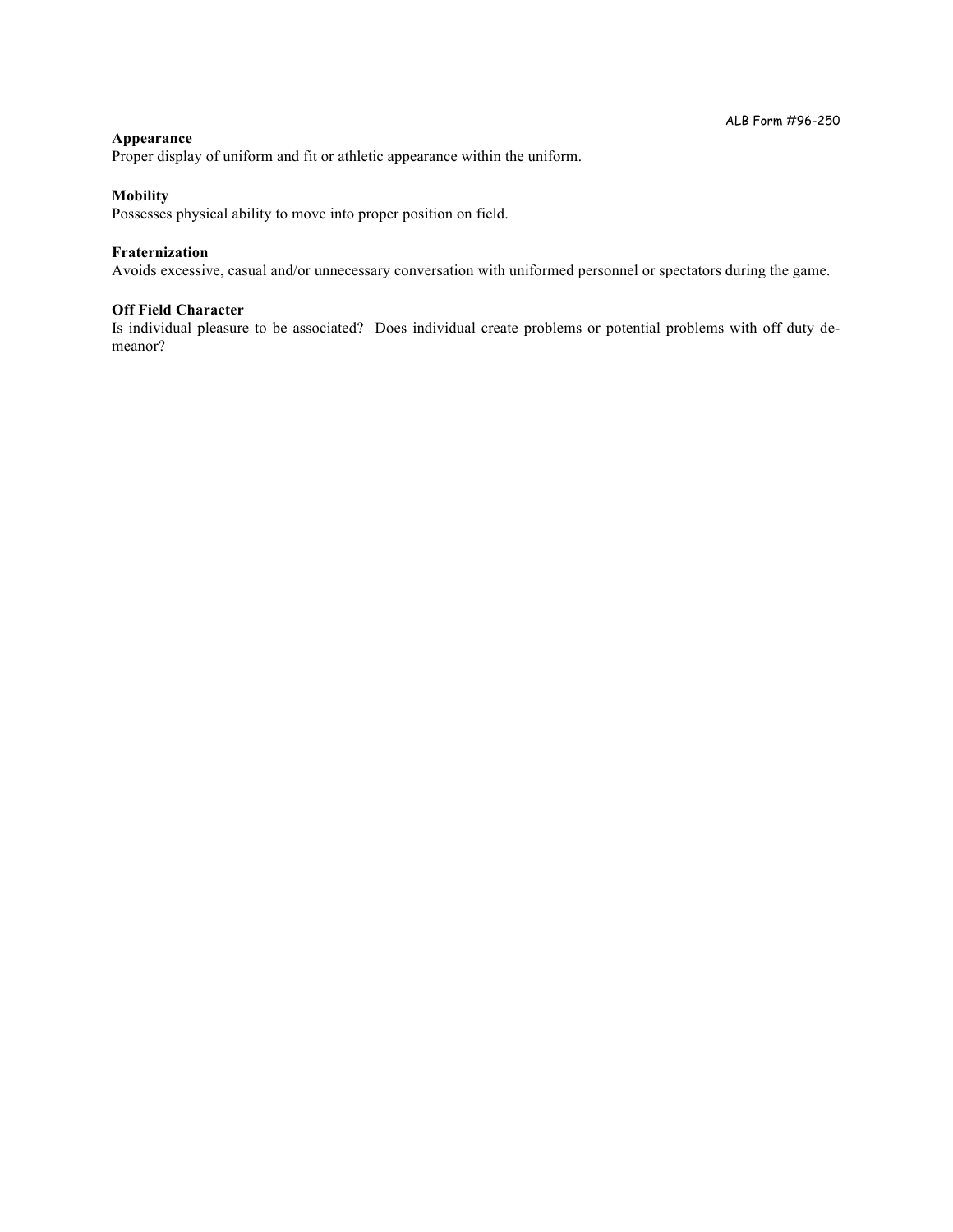ALB Form #96-250

**Appearance**
Proper display of uniform and fit or athletic appearance within the uniform.

**Mobility**
Possesses physical ability to move into proper position on field.

**Fraternization**
Avoids excessive, casual and/or unnecessary conversation with uniformed personnel or spectators during the game.

**Off Field Character**
Is individual pleasure to be associated? Does individual create problems or potential problems with off duty demeanor?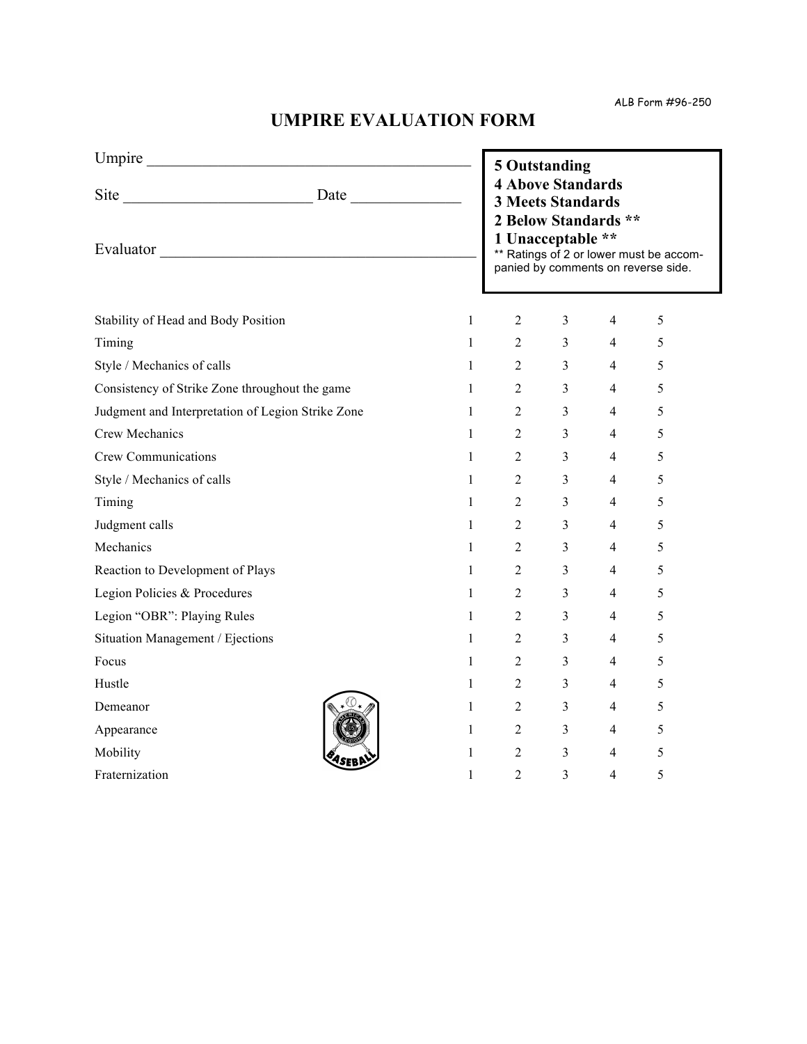ALB Form #96-250

# UMPIRE EVALUATION FORM

Umpire ________________________________________

Site ______________________ Date _____________

Evaluator ______________________________________

**5 Outstanding**
**4 Above Standards**
**3 Meets Standards**
**2 Below Standards \*\***
**1 Unacceptable \*\***
\*\* Ratings of 2 or lower must be accompanied by comments on reverse side.

| Category | | | | | |
|---|---|---|---|---|---|
| Stability of Head and Body Position | 1 | 2 | 3 | 4 | 5 |
| Timing | 1 | 2 | 3 | 4 | 5 |
| Style / Mechanics of calls | 1 | 2 | 3 | 4 | 5 |
| Consistency of Strike Zone throughout the game | 1 | 2 | 3 | 4 | 5 |
| Judgment and Interpretation of Legion Strike Zone | 1 | 2 | 3 | 4 | 5 |
| Crew Mechanics | 1 | 2 | 3 | 4 | 5 |
| Crew Communications | 1 | 2 | 3 | 4 | 5 |
| Style / Mechanics of calls | 1 | 2 | 3 | 4 | 5 |
| Timing | 1 | 2 | 3 | 4 | 5 |
| Judgment calls | 1 | 2 | 3 | 4 | 5 |
| Mechanics | 1 | 2 | 3 | 4 | 5 |
| Reaction to Development of Plays | 1 | 2 | 3 | 4 | 5 |
| Legion Policies & Procedures | 1 | 2 | 3 | 4 | 5 |
| Legion "OBR": Playing Rules | 1 | 2 | 3 | 4 | 5 |
| Situation Management / Ejections | 1 | 2 | 3 | 4 | 5 |
| Focus | 1 | 2 | 3 | 4 | 5 |
| Hustle | 1 | 2 | 3 | 4 | 5 |
| Demeanor | 1 | 2 | 3 | 4 | 5 |
| Appearance | 1 | 2 | 3 | 4 | 5 |
| Mobility | 1 | 2 | 3 | 4 | 5 |
| Fraternization | 1 | 2 | 3 | 4 | 5 |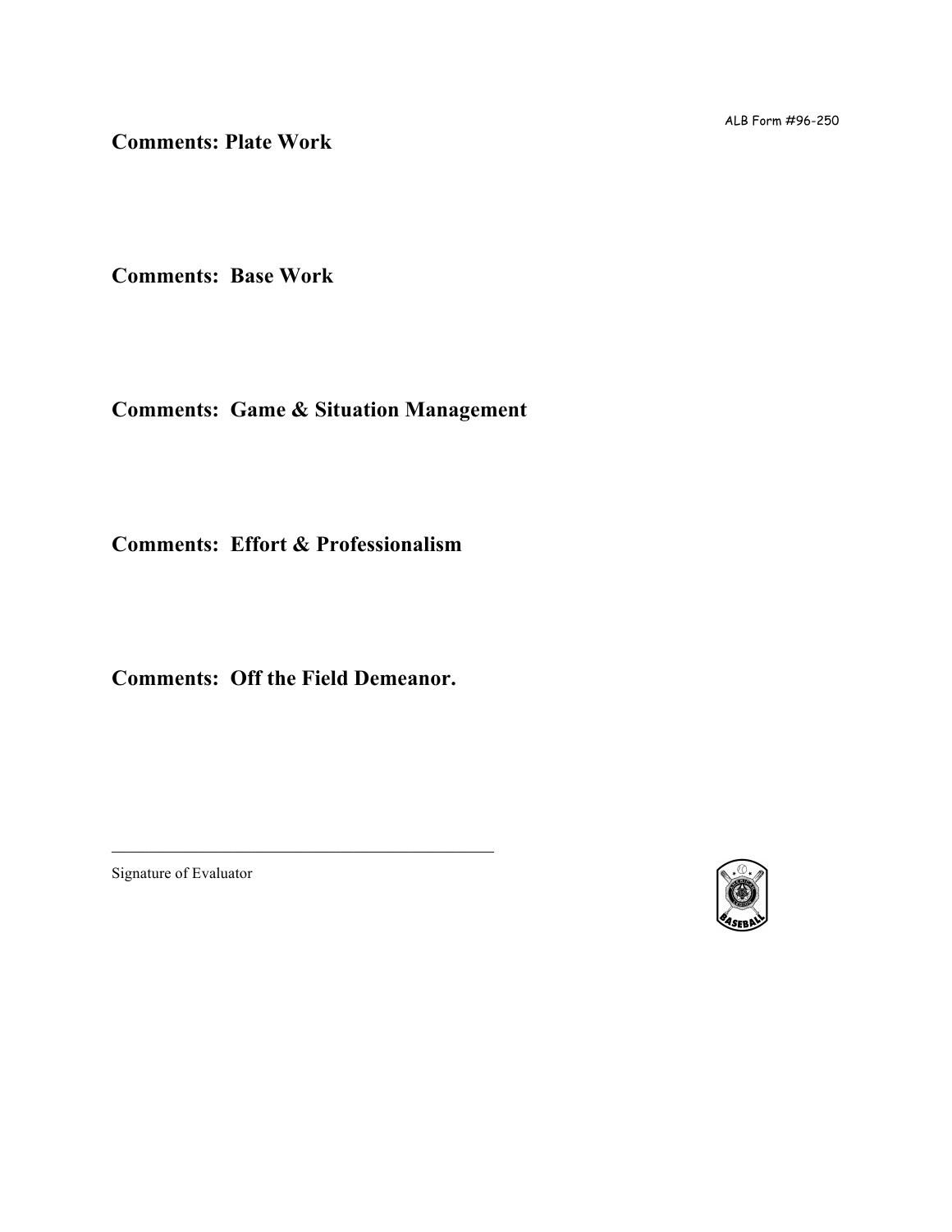ALB Form #96-250

**Comments: Plate Work**

**Comments: Base Work**

**Comments: Game & Situation Management**

**Comments: Effort & Professionalism**

**Comments: Off the Field Demeanor.**

_______________________________________________

Signature of Evaluator